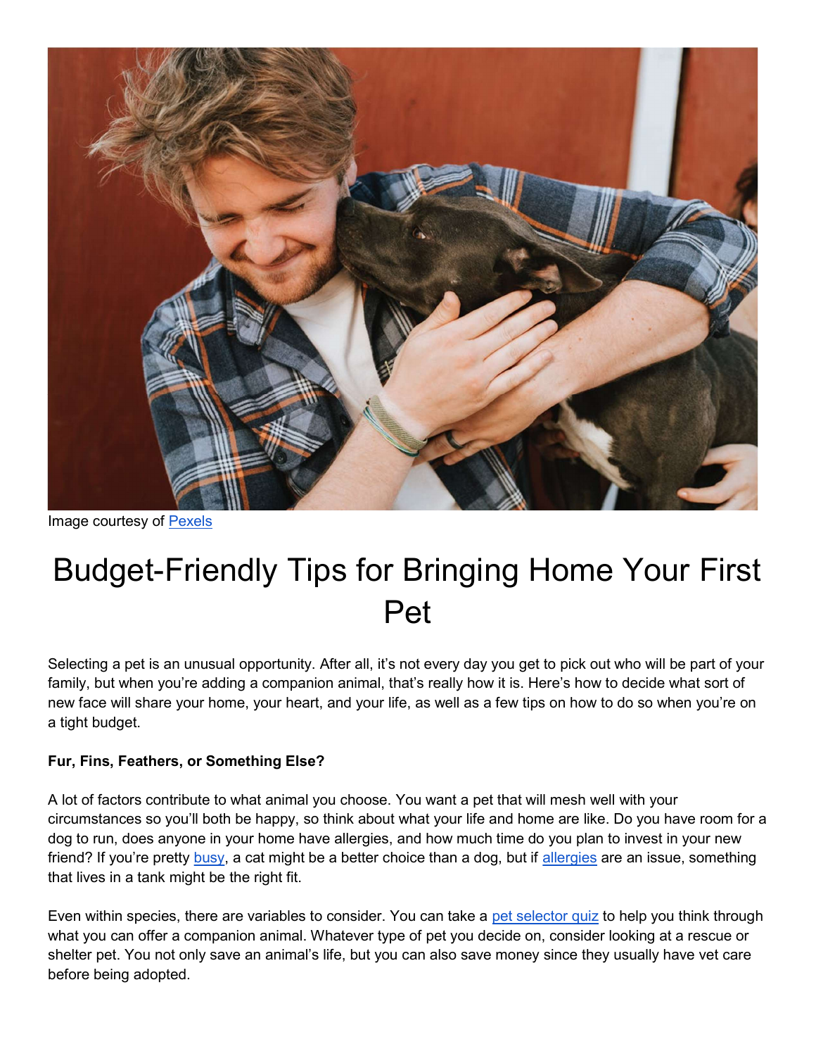Image courtesy of Pexels

# Budget-Friendly Tips for Bringing Home Your First Pet

Selecting a pet is an unusual opportunity. After all, it's not every day you get to pick out who will be part of your family, but when you're adding a companion animal, that's really how it is. Here's how to decide what sort of new face will share your home, your heart, and your life, as well as a few tips on how to do so when you're on a tight budget.

**Fur, Fins, Feathers, or Something Else?**

A lot of factors contribute to what animal you choose. You want a pet that will mesh well with your circumstances so you'll both be happy, so think about what your life and home are like. Do you have room for a dog to run, does anyone in your home have allergies, and how much time do you plan to invest in your new friend? If you're pretty busy, a cat might be a better choice than a dog, but if allergies are an issue, something that lives in a tank might be the right fit.

Even within species, there are variables to consider. You can take a pet selector quiz to help you think through what you can offer a companion animal. Whatever type of pet you decide on, consider looking at a rescue or shelter pet. You not only save an animal's life, but you can also save money since they usually have vet care before being adopted.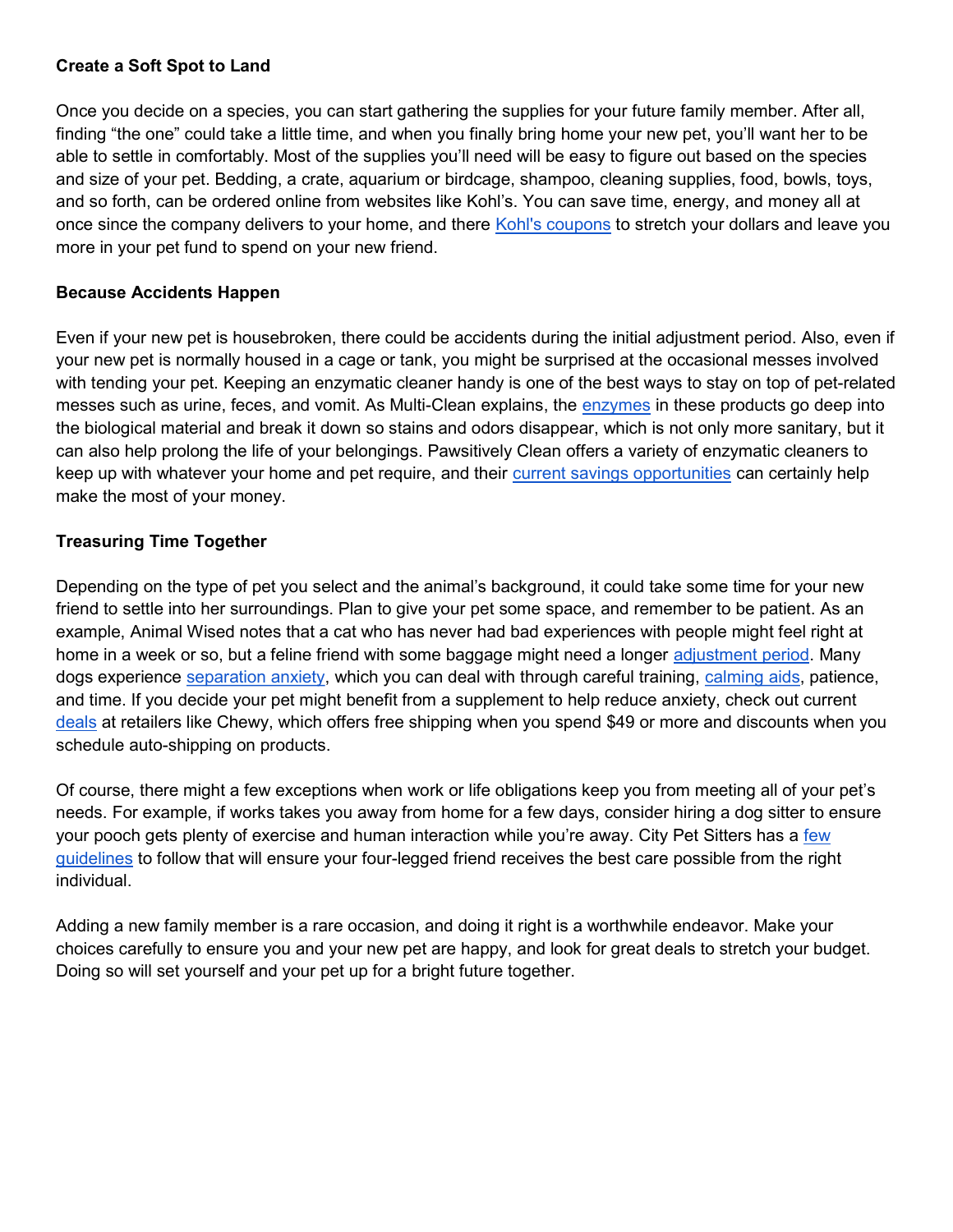**Create a Soft Spot to Land**

Once you decide on a species, you can start gathering the supplies for your future family member. After all, finding “the one” could take a little time, and when you finally bring home your new pet, you’ll want her to be able to settle in comfortably. Most of the supplies you’ll need will be easy to figure out based on the species and size of your pet. Bedding, a crate, aquarium or birdcage, shampoo, cleaning supplies, food, bowls, toys, and so forth, can be ordered online from websites like Kohl’s. You can save time, energy, and money all at once since the company delivers to your home, and there Kohl's coupons to stretch your dollars and leave you more in your pet fund to spend on your new friend.

**Because Accidents Happen**

Even if your new pet is housebroken, there could be accidents during the initial adjustment period. Also, even if your new pet is normally housed in a cage or tank, you might be surprised at the occasional messes involved with tending your pet. Keeping an enzymatic cleaner handy is one of the best ways to stay on top of pet-related messes such as urine, feces, and vomit. As Multi-Clean explains, the enzymes in these products go deep into the biological material and break it down so stains and odors disappear, which is not only more sanitary, but it can also help prolong the life of your belongings. Pawsitively Clean offers a variety of enzymatic cleaners to keep up with whatever your home and pet require, and their current savings opportunities can certainly help make the most of your money.

**Treasuring Time Together**

Depending on the type of pet you select and the animal’s background, it could take some time for your new friend to settle into her surroundings. Plan to give your pet some space, and remember to be patient. As an example, Animal Wised notes that a cat who has never had bad experiences with people might feel right at home in a week or so, but a feline friend with some baggage might need a longer adjustment period. Many dogs experience separation anxiety, which you can deal with through careful training, calming aids, patience, and time. If you decide your pet might benefit from a supplement to help reduce anxiety, check out current deals at retailers like Chewy, which offers free shipping when you spend $49 or more and discounts when you schedule auto-shipping on products.

Of course, there might a few exceptions when work or life obligations keep you from meeting all of your pet’s needs. For example, if works takes you away from home for a few days, consider hiring a dog sitter to ensure your pooch gets plenty of exercise and human interaction while you’re away. City Pet Sitters has a few guidelines to follow that will ensure your four-legged friend receives the best care possible from the right individual.

Adding a new family member is a rare occasion, and doing it right is a worthwhile endeavor. Make your choices carefully to ensure you and your new pet are happy, and look for great deals to stretch your budget. Doing so will set yourself and your pet up for a bright future together.